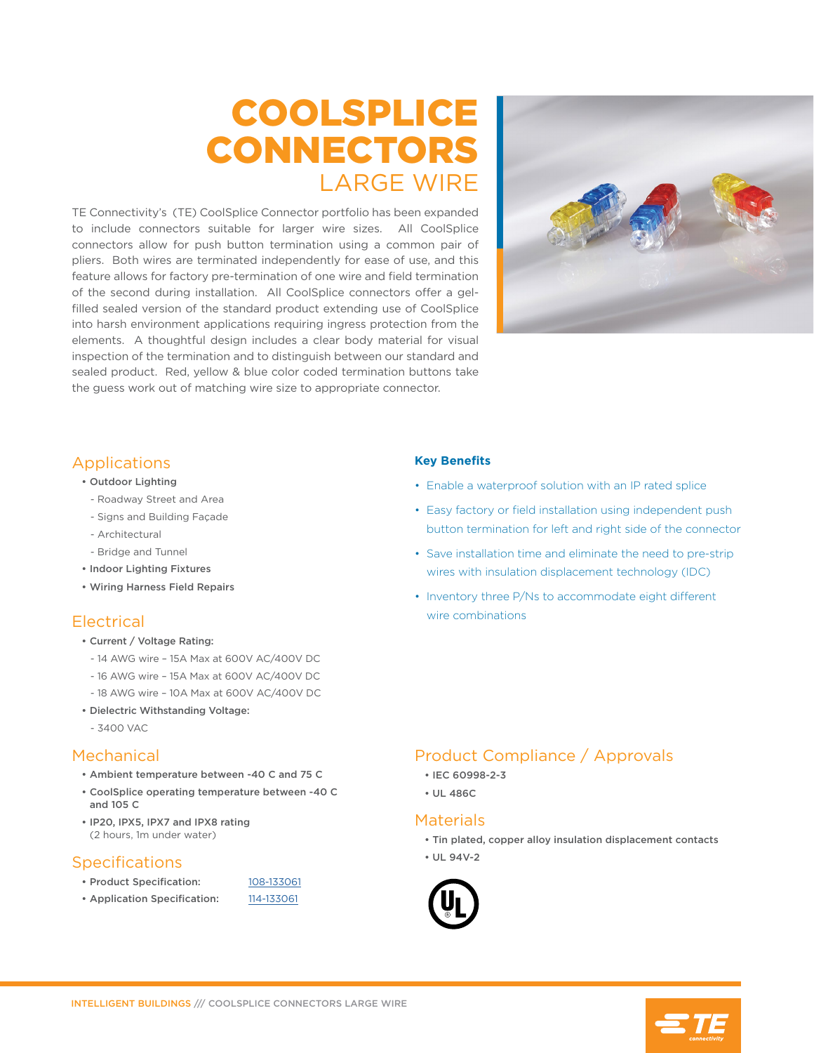# COOLSPLICE CONNECTORS LARGE WIRE

TE Connectivity's (TE) CoolSplice Connector portfolio has been expanded to include connectors suitable for larger wire sizes. All CoolSplice connectors allow for push button termination using a common pair of pliers. Both wires are terminated independently for ease of use, and this feature allows for factory pre-termination of one wire and field termination of the second during installation. All CoolSplice connectors offer a gel-filled sealed version of the standard product extending use of CoolSplice into harsh environment applications requiring ingress protection from the elements. A thoughtful design includes a clear body material for visual inspection of the termination and to distinguish between our standard and sealed product. Red, yellow & blue color coded termination buttons take the guess work out of matching wire size to appropriate connector.

## Applications

- **Outdoor Lighting**
  - Roadway Street and Area
  - Signs and Building Façade
  - Architectural
  - Bridge and Tunnel
- **Indoor Lighting Fixtures**
- **Wiring Harness Field Repairs**

## Electrical

- **Current / Voltage Rating:**
  - 14 AWG wire – 15A Max at 600V AC/400V DC
  - 16 AWG wire – 15A Max at 600V AC/400V DC
  - 18 AWG wire – 10A Max at 600V AC/400V DC
- **Dielectric Withstanding Voltage:**
  - 3400 VAC

## Mechanical

- **Ambient temperature between -40 C and 75 C**
- **CoolSplice operating temperature between -40 C and 105 C**
- **IP20, IPX5, IPX7 and IPX8 rating** (2 hours, 1m under water)

## Specifications

- **Product Specification:** 108-133061
- **Application Specification:** 114-133061

### Key Benefits

- Enable a waterproof solution with an IP rated splice
- Easy factory or field installation using independent push button termination for left and right side of the connector
- Save installation time and eliminate the need to pre-strip wires with insulation displacement technology (IDC)
- Inventory three P/Ns to accommodate eight different wire combinations

## Product Compliance / Approvals

- IEC 60998-2-3
- UL 486C

## Materials

- Tin plated, copper alloy insulation displacement contacts
- UL 94V-2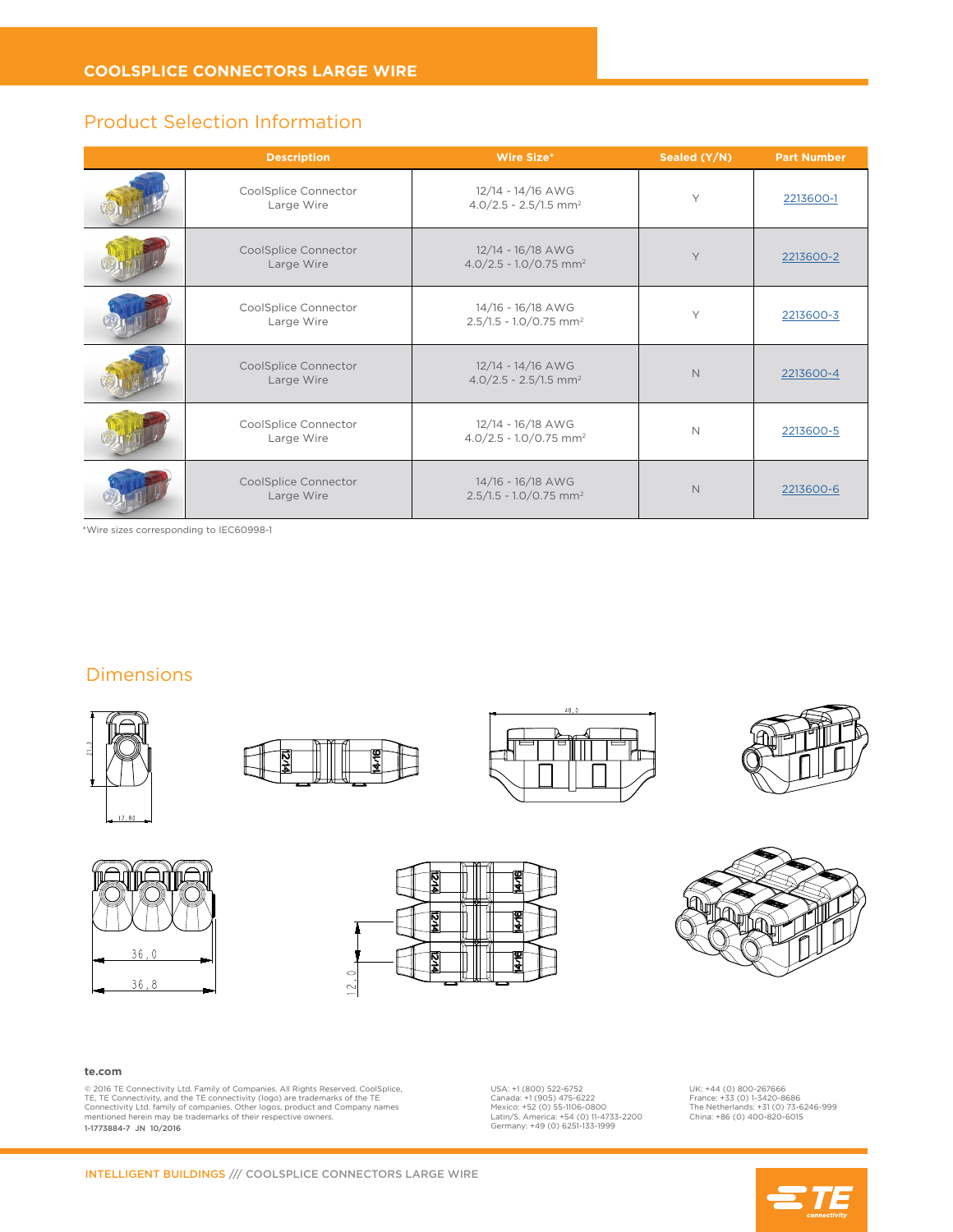## COOLSPLICE CONNECTORS LARGE WIRE

### Product Selection Information

| | Description | Wire Size* | Sealed (Y/N) | Part Number |
|---|---|---|---|---|
| | CoolSplice Connector Large Wire | 12/14 - 14/16 AWG 4.0/2.5 - 2.5/1.5 mm² | Y | 2213600-1 |
| | CoolSplice Connector Large Wire | 12/14 - 16/18 AWG 4.0/2.5 - 1.0/0.75 mm² | Y | 2213600-2 |
| | CoolSplice Connector Large Wire | 14/16 - 16/18 AWG 2.5/1.5 - 1.0/0.75 mm² | Y | 2213600-3 |
| | CoolSplice Connector Large Wire | 12/14 - 14/16 AWG 4.0/2.5 - 2.5/1.5 mm² | N | 2213600-4 |
| | CoolSplice Connector Large Wire | 12/14 - 16/18 AWG 4.0/2.5 - 1.0/0.75 mm² | N | 2213600-5 |
| | CoolSplice Connector Large Wire | 14/16 - 16/18 AWG 2.5/1.5 - 1.0/0.75 mm² | N | 2213600-6 |

*Wire sizes corresponding to IEC60998-1

### Dimensions

21,3

12,80

12/14

14/16

48,0

36,0

36,8

12,0

**te.com**

© 2016 TE Connectivity Ltd. Family of Companies. All Rights Reserved. CoolSplice, TE, TE Connectivity, and the TE connectivity (logo) are trademarks of the TE Connectivity Ltd. family of companies. Other logos, product and Company names mentioned herein may be trademarks of their respective owners.
**1-1773884-7 JN 10/2016**

USA: +1 (800) 522-6752
Canada: +1 (905) 475-6222
Mexico: +52 (0) 55-1106-0800
Latin/S. America: +54 (0) 11-4733-2200
Germany: +49 (0) 6251-133-1999

UK: +44 (0) 800-267666
France: +33 (0) 1-3420-8686
The Netherlands: +31 (0) 73-6246-999
China: +86 (0) 400-820-6015

INTELLIGENT BUILDINGS /// COOLSPLICE CONNECTORS LARGE WIRE